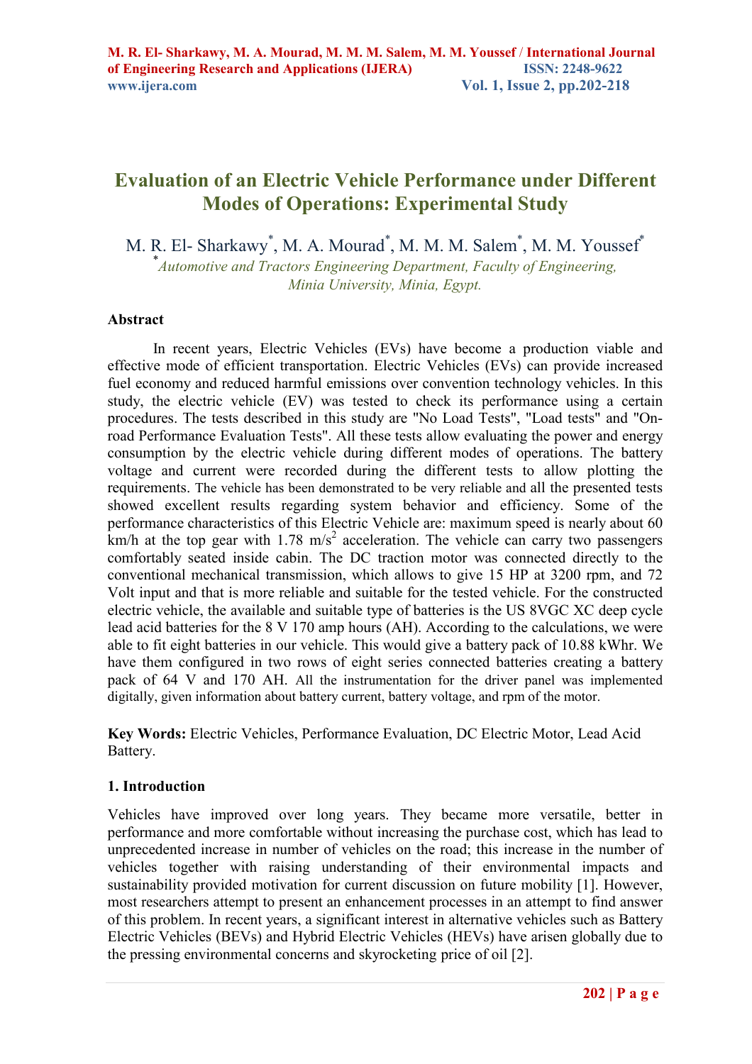# Evaluation of an Electric Vehicle Performance under Different Modes of Operations: Experimental Study

M. R. El- Sharkawy[*], M. A. Mourad[*], M. M. M. Salem[*], M. M. Youssef[*]

[*]*Automotive and Tractors Engineering Department, Faculty of Engineering, Minia University, Minia, Egypt.*

## Abstract

In recent years, Electric Vehicles (EVs) have become a production viable and effective mode of efficient transportation. Electric Vehicles (EVs) can provide increased fuel economy and reduced harmful emissions over convention technology vehicles. In this study, the electric vehicle (EV) was tested to check its performance using a certain procedures. The tests described in this study are "No Load Tests", "Load tests" and "On-road Performance Evaluation Tests". All these tests allow evaluating the power and energy consumption by the electric vehicle during different modes of operations. The battery voltage and current were recorded during the different tests to allow plotting the requirements. The vehicle has been demonstrated to be very reliable and all the presented tests showed excellent results regarding system behavior and efficiency. Some of the performance characteristics of this Electric Vehicle are: maximum speed is nearly about 60 km/h at the top gear with 1.78 $m/s^2$ acceleration. The vehicle can carry two passengers comfortably seated inside cabin. The DC traction motor was connected directly to the conventional mechanical transmission, which allows to give 15 HP at 3200 rpm, and 72 Volt input and that is more reliable and suitable for the tested vehicle. For the constructed electric vehicle, the available and suitable type of batteries is the US 8VGC XC deep cycle lead acid batteries for the 8 V 170 amp hours (AH). According to the calculations, we were able to fit eight batteries in our vehicle. This would give a battery pack of 10.88 kWhr. We have them configured in two rows of eight series connected batteries creating a battery pack of 64 V and 170 AH. All the instrumentation for the driver panel was implemented digitally, given information about battery current, battery voltage, and rpm of the motor.

**Key Words:** Electric Vehicles, Performance Evaluation, DC Electric Motor, Lead Acid Battery.

## 1. Introduction

Vehicles have improved over long years. They became more versatile, better in performance and more comfortable without increasing the purchase cost, which has lead to unprecedented increase in number of vehicles on the road; this increase in the number of vehicles together with raising understanding of their environmental impacts and sustainability provided motivation for current discussion on future mobility [1]. However, most researchers attempt to present an enhancement processes in an attempt to find answer of this problem. In recent years, a significant interest in alternative vehicles such as Battery Electric Vehicles (BEVs) and Hybrid Electric Vehicles (HEVs) have arisen globally due to the pressing environmental concerns and skyrocketing price of oil [2].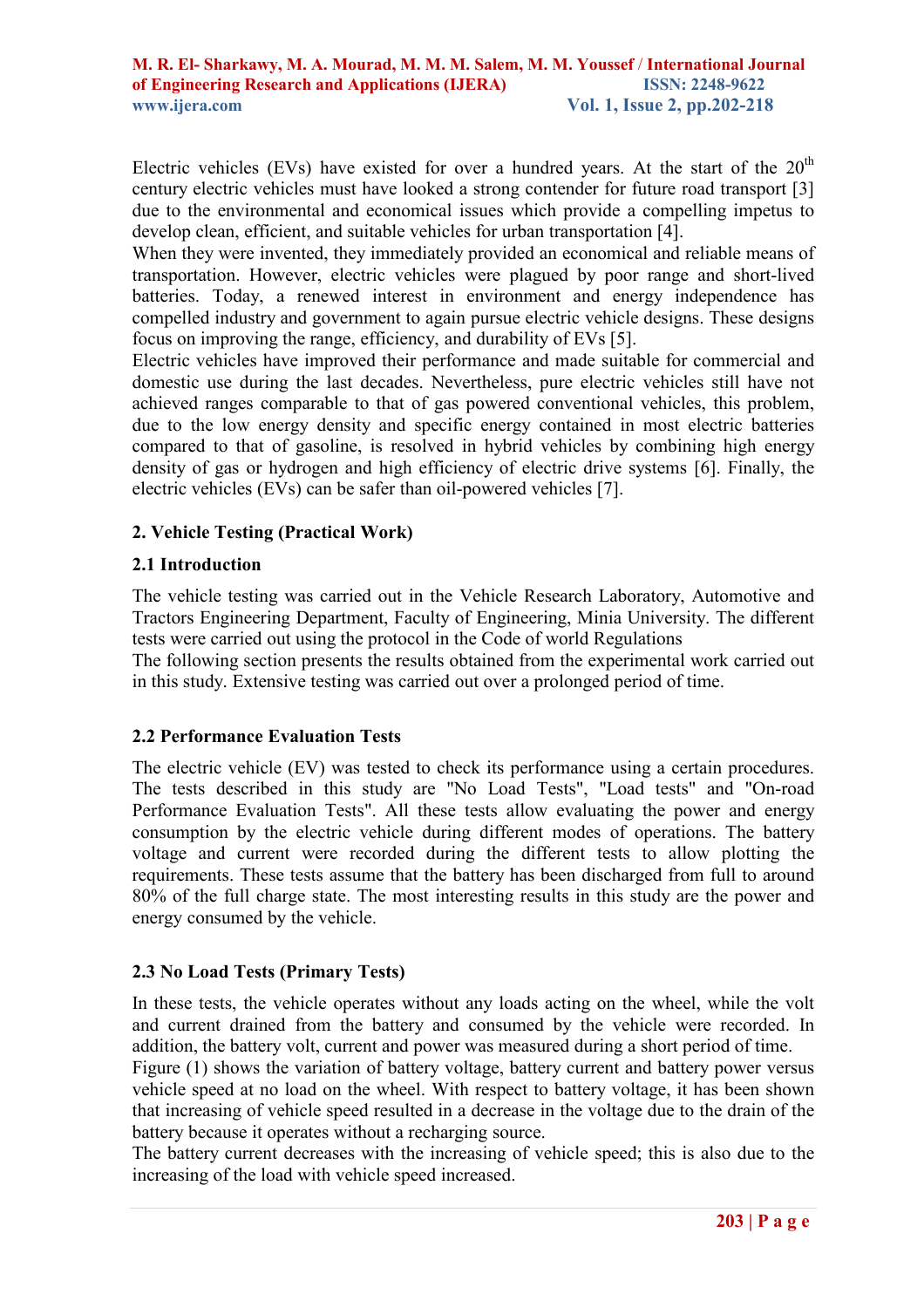Electric vehicles (EVs) have existed for over a hundred years. At the start of the 20$^{th}$ century electric vehicles must have looked a strong contender for future road transport [3] due to the environmental and economical issues which provide a compelling impetus to develop clean, efficient, and suitable vehicles for urban transportation [4].

When they were invented, they immediately provided an economical and reliable means of transportation. However, electric vehicles were plagued by poor range and short-lived batteries. Today, a renewed interest in environment and energy independence has compelled industry and government to again pursue electric vehicle designs. These designs focus on improving the range, efficiency, and durability of EVs [5].

Electric vehicles have improved their performance and made suitable for commercial and domestic use during the last decades. Nevertheless, pure electric vehicles still have not achieved ranges comparable to that of gas powered conventional vehicles, this problem, due to the low energy density and specific energy contained in most electric batteries compared to that of gasoline, is resolved in hybrid vehicles by combining high energy density of gas or hydrogen and high efficiency of electric drive systems [6]. Finally, the electric vehicles (EVs) can be safer than oil-powered vehicles [7].

## 2. Vehicle Testing (Practical Work)

### 2.1 Introduction

The vehicle testing was carried out in the Vehicle Research Laboratory, Automotive and Tractors Engineering Department, Faculty of Engineering, Minia University. The different tests were carried out using the protocol in the Code of world Regulations

The following section presents the results obtained from the experimental work carried out in this study. Extensive testing was carried out over a prolonged period of time.

### 2.2 Performance Evaluation Tests

The electric vehicle (EV) was tested to check its performance using a certain procedures. The tests described in this study are "No Load Tests", "Load tests" and "On-road Performance Evaluation Tests". All these tests allow evaluating the power and energy consumption by the electric vehicle during different modes of operations. The battery voltage and current were recorded during the different tests to allow plotting the requirements. These tests assume that the battery has been discharged from full to around 80% of the full charge state. The most interesting results in this study are the power and energy consumed by the vehicle.

### 2.3 No Load Tests (Primary Tests)

In these tests, the vehicle operates without any loads acting on the wheel, while the volt and current drained from the battery and consumed by the vehicle were recorded. In addition, the battery volt, current and power was measured during a short period of time.

Figure (1) shows the variation of battery voltage, battery current and battery power versus vehicle speed at no load on the wheel. With respect to battery voltage, it has been shown that increasing of vehicle speed resulted in a decrease in the voltage due to the drain of the battery because it operates without a recharging source.

The battery current decreases with the increasing of vehicle speed; this is also due to the increasing of the load with vehicle speed increased.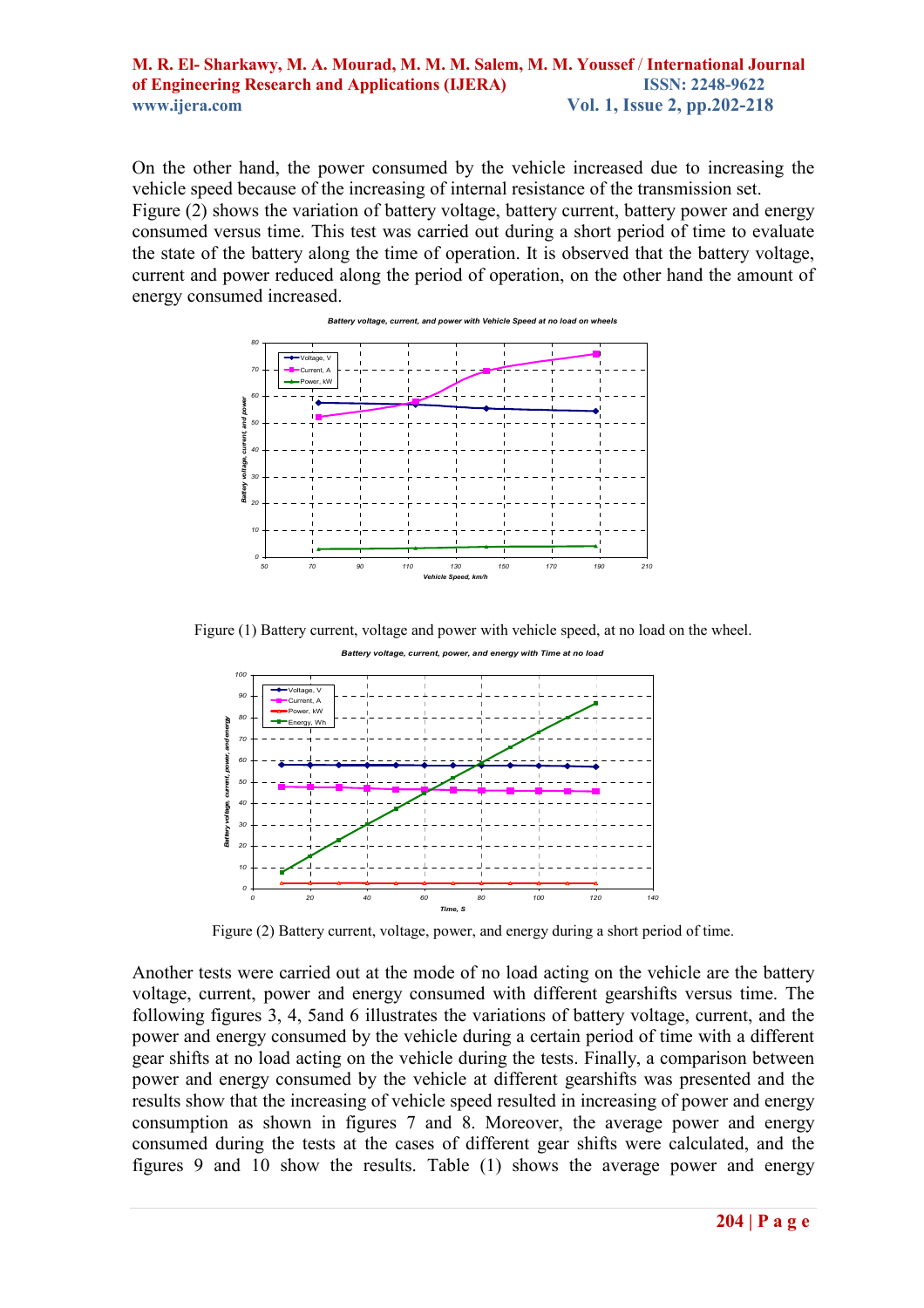On the other hand, the power consumed by the vehicle increased due to increasing the vehicle speed because of the increasing of internal resistance of the transmission set.

Figure (2) shows the variation of battery voltage, battery current, battery power and energy consumed versus time. This test was carried out during a short period of time to evaluate the state of the battery along the time of operation. It is observed that the battery voltage, current and power reduced along the period of operation, on the other hand the amount of energy consumed increased.

Figure (1) Battery current, voltage and power with vehicle speed, at no load on the wheel.

Figure (2) Battery current, voltage, power, and energy during a short period of time.

Another tests were carried out at the mode of no load acting on the vehicle are the battery voltage, current, power and energy consumed with different gearshifts versus time. The following figures 3, 4, 5and 6 illustrates the variations of battery voltage, current, and the power and energy consumed by the vehicle during a certain period of time with a different gear shifts at no load acting on the vehicle during the tests. Finally, a comparison between power and energy consumed by the vehicle at different gearshifts was presented and the results show that the increasing of vehicle speed resulted in increasing of power and energy consumption as shown in figures 7 and 8. Moreover, the average power and energy consumed during the tests at the cases of different gear shifts were calculated, and the figures 9 and 10 show the results. Table (1) shows the average power and energy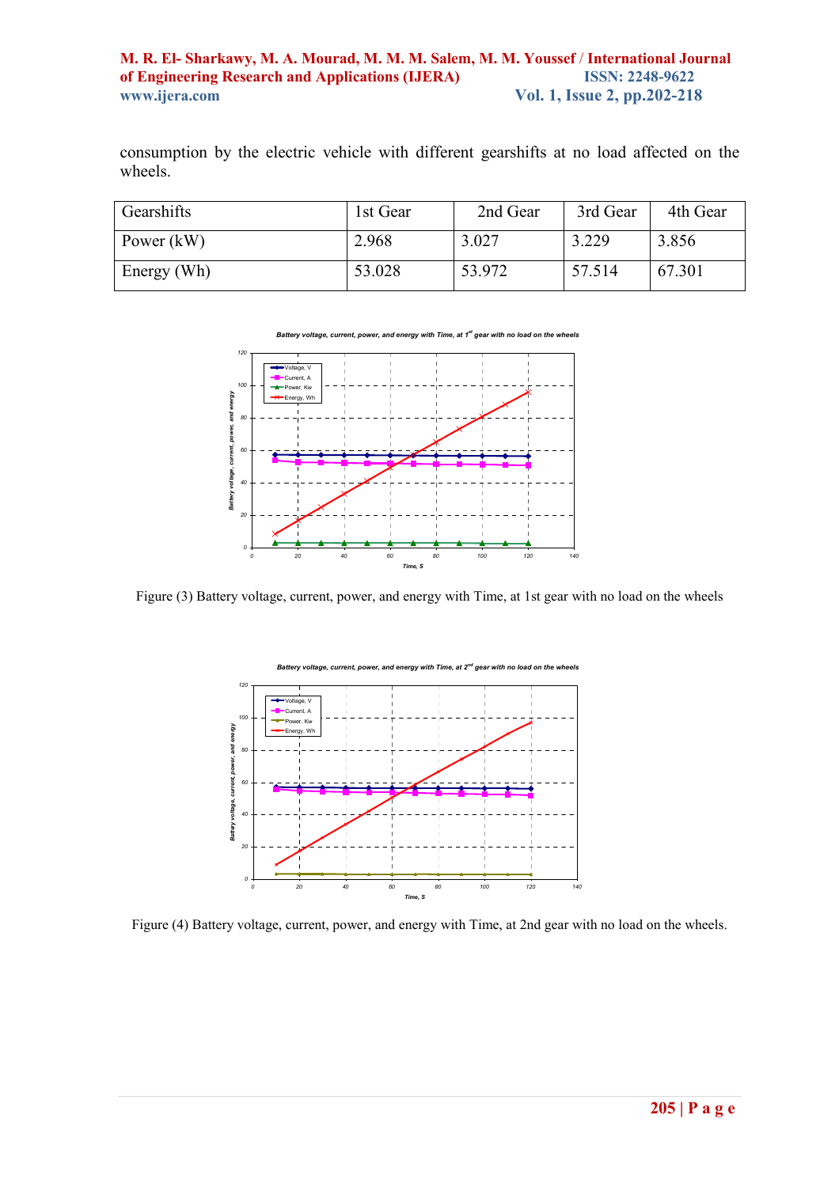consumption by the electric vehicle with different gearshifts at no load affected on the wheels.

| Gearshifts | 1st Gear | 2nd Gear | 3rd Gear | 4th Gear |
|---|---|---|---|---|
| Power (kW) | 2.968 | 3.027 | 3.229 | 3.856 |
| Energy (Wh) | 53.028 | 53.972 | 57.514 | 67.301 |

Figure (3) Battery voltage, current, power, and energy with Time, at 1st gear with no load on the wheels

Figure (4) Battery voltage, current, power, and energy with Time, at 2nd gear with no load on the wheels.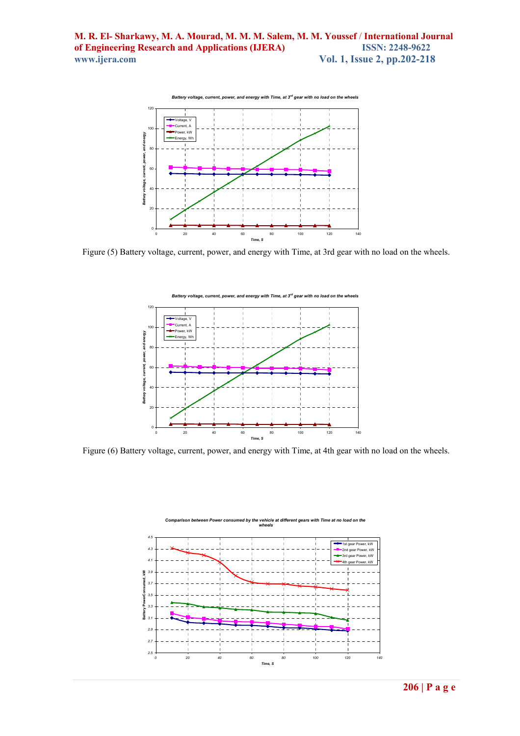Battery voltage, current, power, and energy with Time, at 3rd gear with no load on the wheels

Figure (5) Battery voltage, current, power, and energy with Time, at 3rd gear with no load on the wheels.

Battery voltage, current, power, and energy with Time, at 3rd gear with no load on the wheels

Figure (6) Battery voltage, current, power, and energy with Time, at 4th gear with no load on the wheels.

Comparison between Power consumed by the vehicle at different gears with Time at no load on the wheels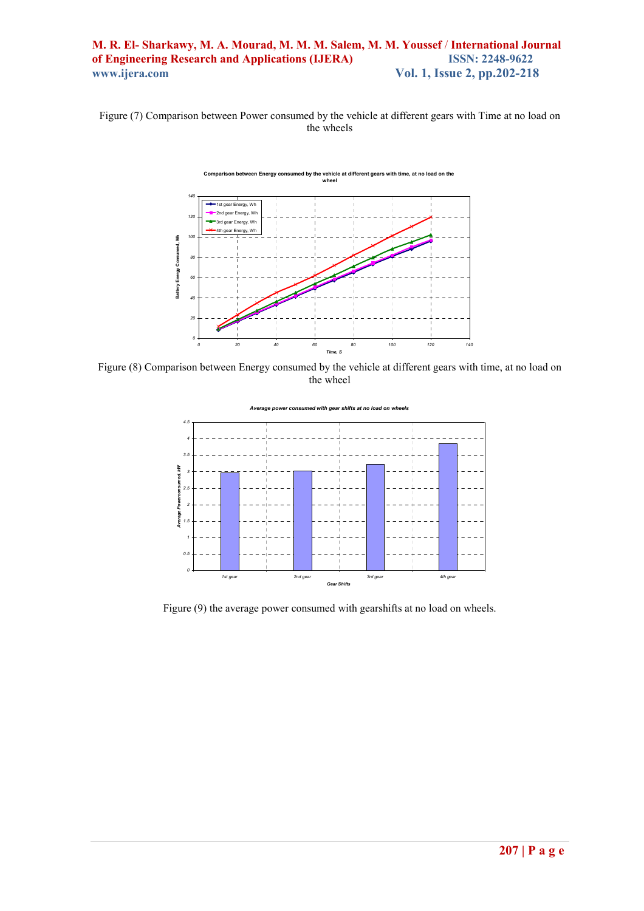Figure (7) Comparison between Power consumed by the vehicle at different gears with Time at no load on the wheels

Figure (8) Comparison between Energy consumed by the vehicle at different gears with time, at no load on the wheel

Figure (9) the average power consumed with gearshifts at no load on wheels.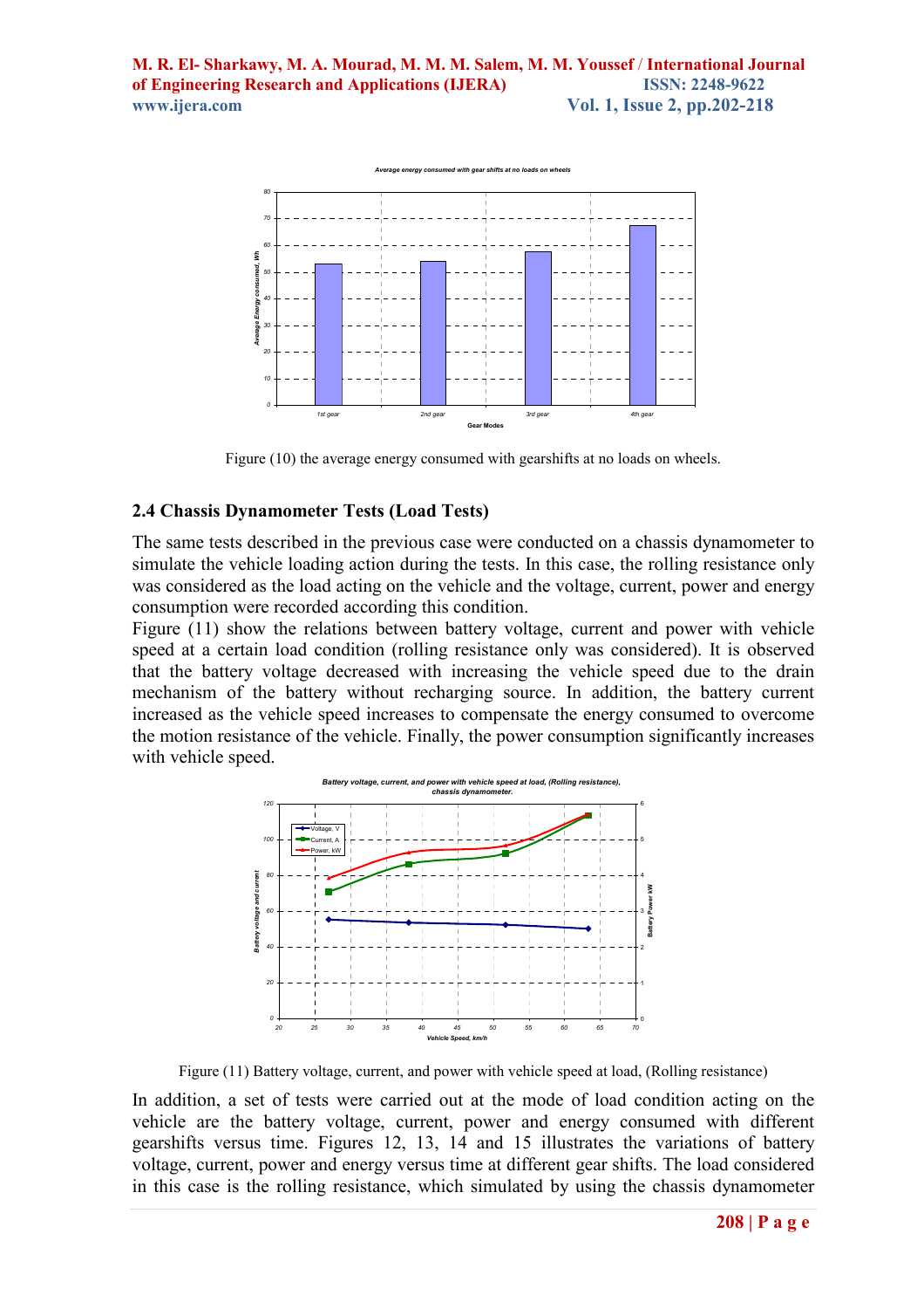Figure (10) the average energy consumed with gearshifts at no loads on wheels.

### 2.4 Chassis Dynamometer Tests (Load Tests)

The same tests described in the previous case were conducted on a chassis dynamometer to simulate the vehicle loading action during the tests. In this case, the rolling resistance only was considered as the load acting on the vehicle and the voltage, current, power and energy consumption were recorded according this condition.

Figure (11) show the relations between battery voltage, current and power with vehicle speed at a certain load condition (rolling resistance only was considered). It is observed that the battery voltage decreased with increasing the vehicle speed due to the drain mechanism of the battery without recharging source. In addition, the battery current increased as the vehicle speed increases to compensate the energy consumed to overcome the motion resistance of the vehicle. Finally, the power consumption significantly increases with vehicle speed.

Figure (11) Battery voltage, current, and power with vehicle speed at load, (Rolling resistance)

In addition, a set of tests were carried out at the mode of load condition acting on the vehicle are the battery voltage, current, power and energy consumed with different gearshifts versus time. Figures 12, 13, 14 and 15 illustrates the variations of battery voltage, current, power and energy versus time at different gear shifts. The load considered in this case is the rolling resistance, which simulated by using the chassis dynamometer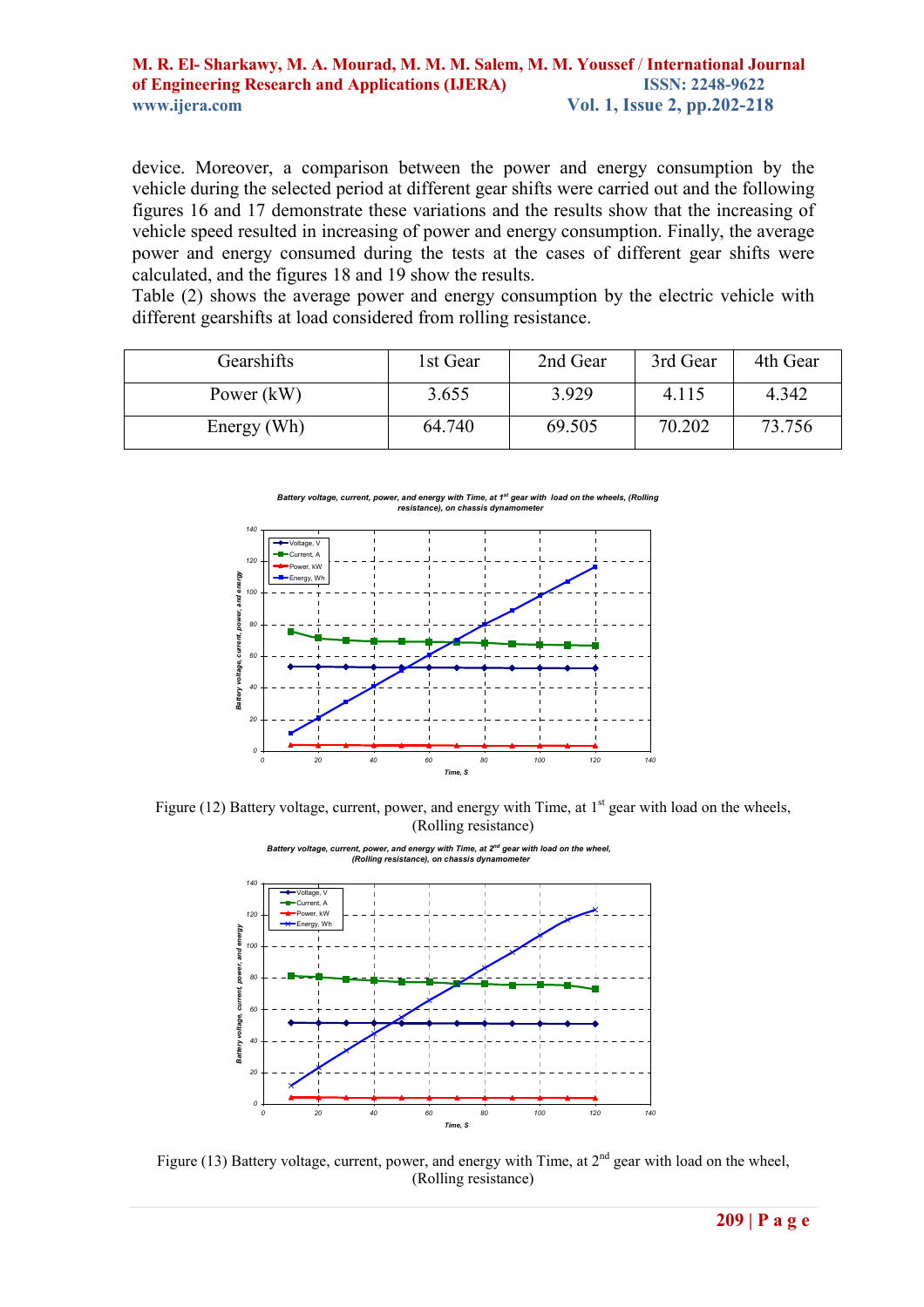device. Moreover, a comparison between the power and energy consumption by the vehicle during the selected period at different gear shifts were carried out and the following figures 16 and 17 demonstrate these variations and the results show that the increasing of vehicle speed resulted in increasing of power and energy consumption. Finally, the average power and energy consumed during the tests at the cases of different gear shifts were calculated, and the figures 18 and 19 show the results.

Table (2) shows the average power and energy consumption by the electric vehicle with different gearshifts at load considered from rolling resistance.

| Gearshifts | 1st Gear | 2nd Gear | 3rd Gear | 4th Gear |
|---|---|---|---|---|
| Power (kW) | 3.655 | 3.929 | 4.115 | 4.342 |
| Energy (Wh) | 64.740 | 69.505 | 70.202 | 73.756 |

Figure (12) Battery voltage, current, power, and energy with Time, at 1st gear with load on the wheels, (Rolling resistance)

Figure (13) Battery voltage, current, power, and energy with Time, at 2nd gear with load on the wheel, (Rolling resistance)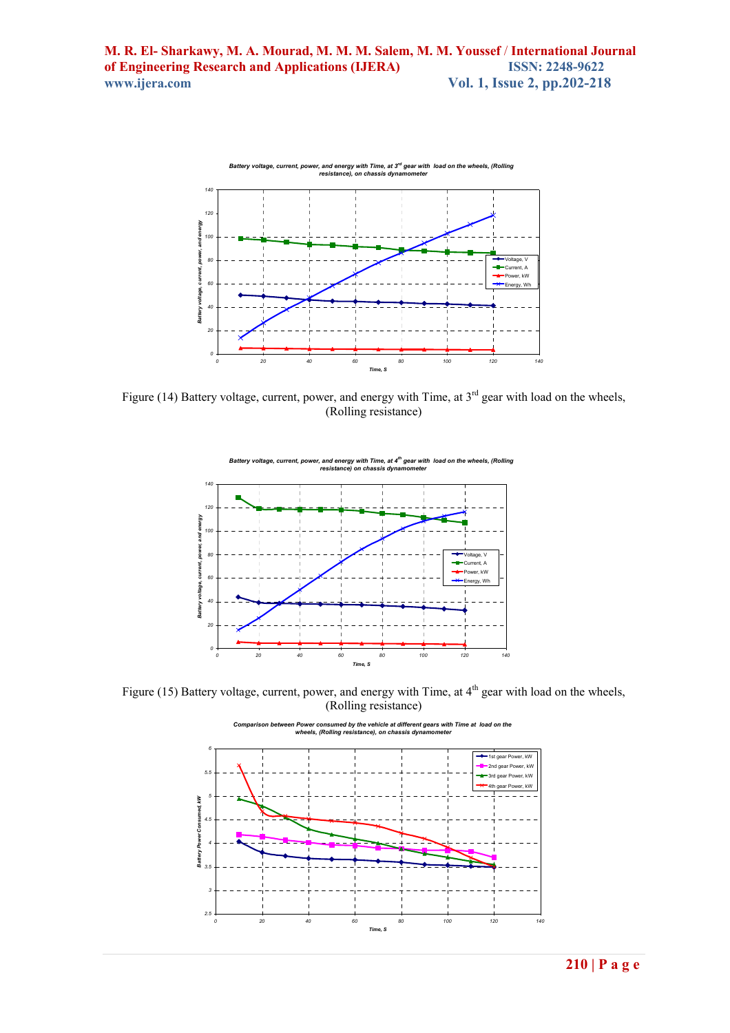Figure (14) Battery voltage, current, power, and energy with Time, at 3rd gear with load on the wheels, (Rolling resistance)

Figure (15) Battery voltage, current, power, and energy with Time, at 4th gear with load on the wheels, (Rolling resistance)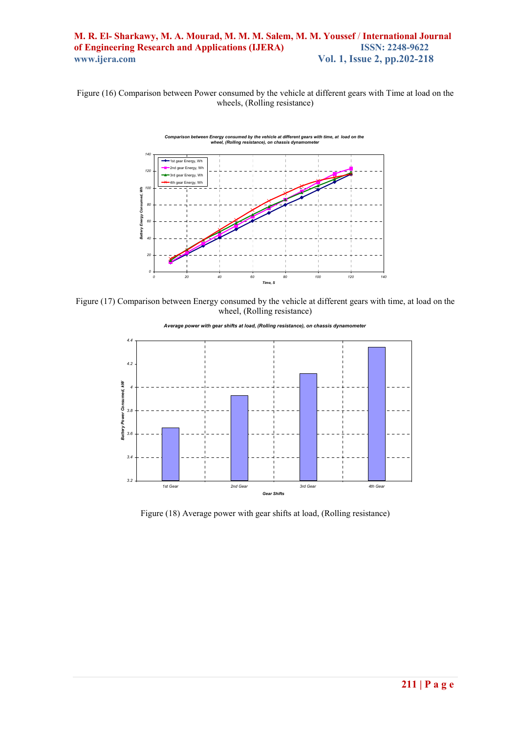Figure (16) Comparison between Power consumed by the vehicle at different gears with Time at load on the wheels, (Rolling resistance)

Figure (17) Comparison between Energy consumed by the vehicle at different gears with time, at load on the wheel, (Rolling resistance)

Figure (18) Average power with gear shifts at load, (Rolling resistance)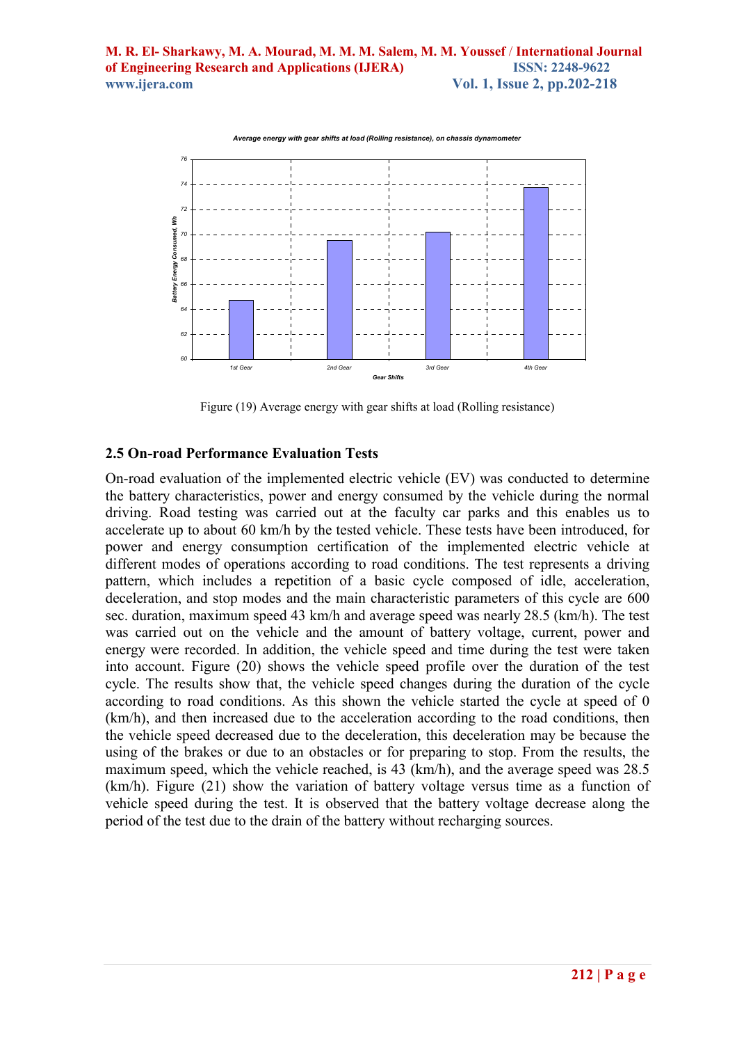Figure (19) Average energy with gear shifts at load (Rolling resistance)

## 2.5 On-road Performance Evaluation Tests

On-road evaluation of the implemented electric vehicle (EV) was conducted to determine the battery characteristics, power and energy consumed by the vehicle during the normal driving. Road testing was carried out at the faculty car parks and this enables us to accelerate up to about 60 km/h by the tested vehicle. These tests have been introduced, for power and energy consumption certification of the implemented electric vehicle at different modes of operations according to road conditions. The test represents a driving pattern, which includes a repetition of a basic cycle composed of idle, acceleration, deceleration, and stop modes and the main characteristic parameters of this cycle are 600 sec. duration, maximum speed 43 km/h and average speed was nearly 28.5 (km/h). The test was carried out on the vehicle and the amount of battery voltage, current, power and energy were recorded. In addition, the vehicle speed and time during the test were taken into account. Figure (20) shows the vehicle speed profile over the duration of the test cycle. The results show that, the vehicle speed changes during the duration of the cycle according to road conditions. As this shown the vehicle started the cycle at speed of 0 (km/h), and then increased due to the acceleration according to the road conditions, then the vehicle speed decreased due to the deceleration, this deceleration may be because the using of the brakes or due to an obstacles or for preparing to stop. From the results, the maximum speed, which the vehicle reached, is 43 (km/h), and the average speed was 28.5 (km/h). Figure (21) show the variation of battery voltage versus time as a function of vehicle speed during the test. It is observed that the battery voltage decrease along the period of the test due to the drain of the battery without recharging sources.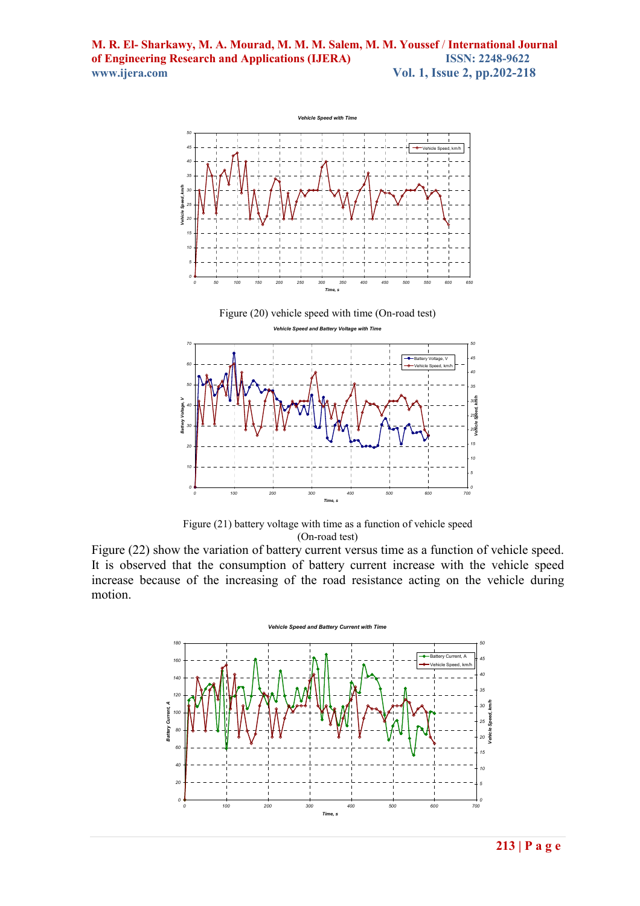Figure (20) vehicle speed with time (On-road test)

Figure (21) battery voltage with time as a function of vehicle speed (On-road test)

Figure (22) show the variation of battery current versus time as a function of vehicle speed. It is observed that the consumption of battery current increase with the vehicle speed increase because of the increasing of the road resistance acting on the vehicle during motion.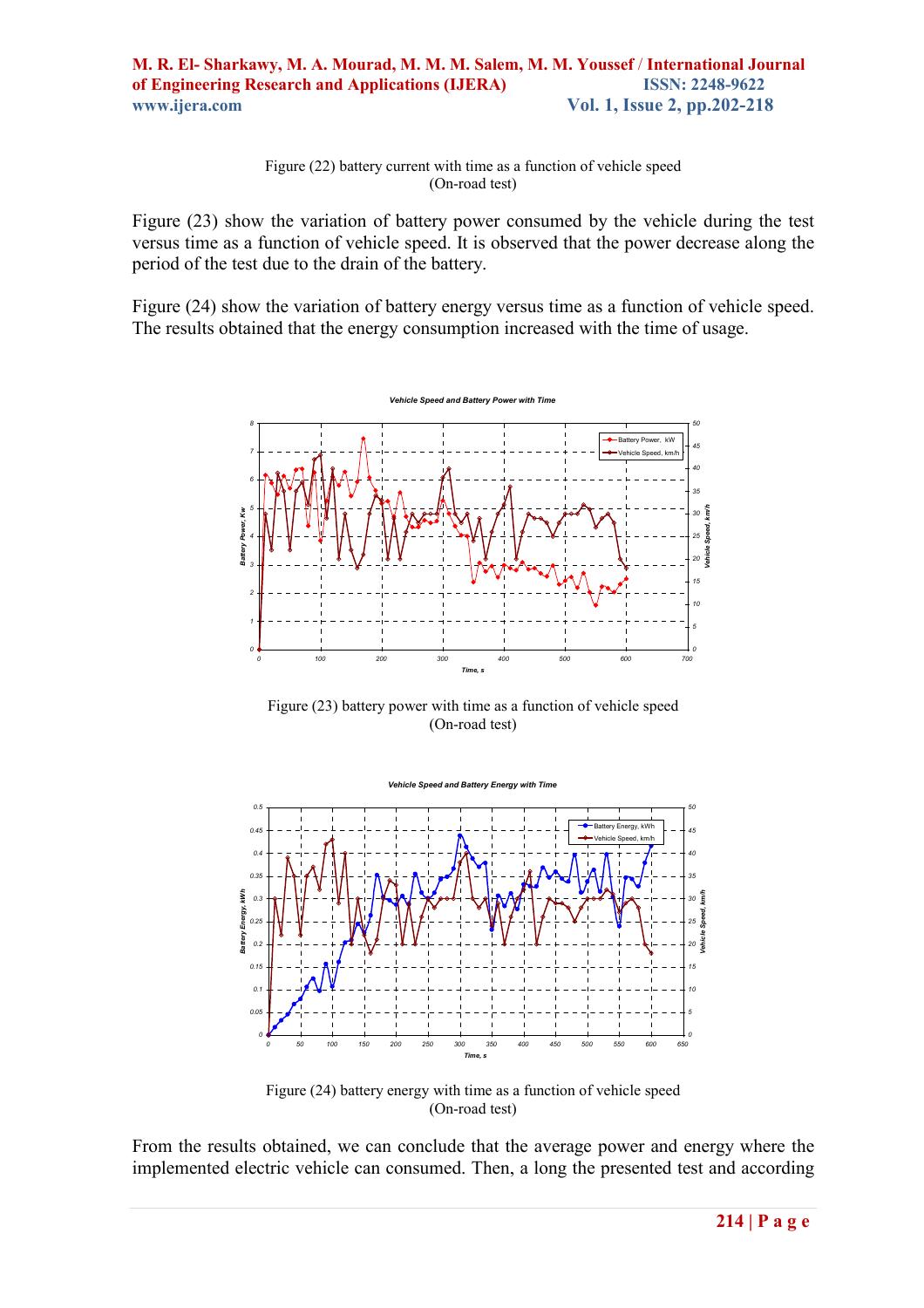Figure (22) battery current with time as a function of vehicle speed
(On-road test)

Figure (23) show the variation of battery power consumed by the vehicle during the test versus time as a function of vehicle speed. It is observed that the power decrease along the period of the test due to the drain of the battery.

Figure (24) show the variation of battery energy versus time as a function of vehicle speed. The results obtained that the energy consumption increased with the time of usage.

Figure (23) battery power with time as a function of vehicle speed
(On-road test)

Figure (24) battery energy with time as a function of vehicle speed
(On-road test)

From the results obtained, we can conclude that the average power and energy where the implemented electric vehicle can consumed. Then, a long the presented test and according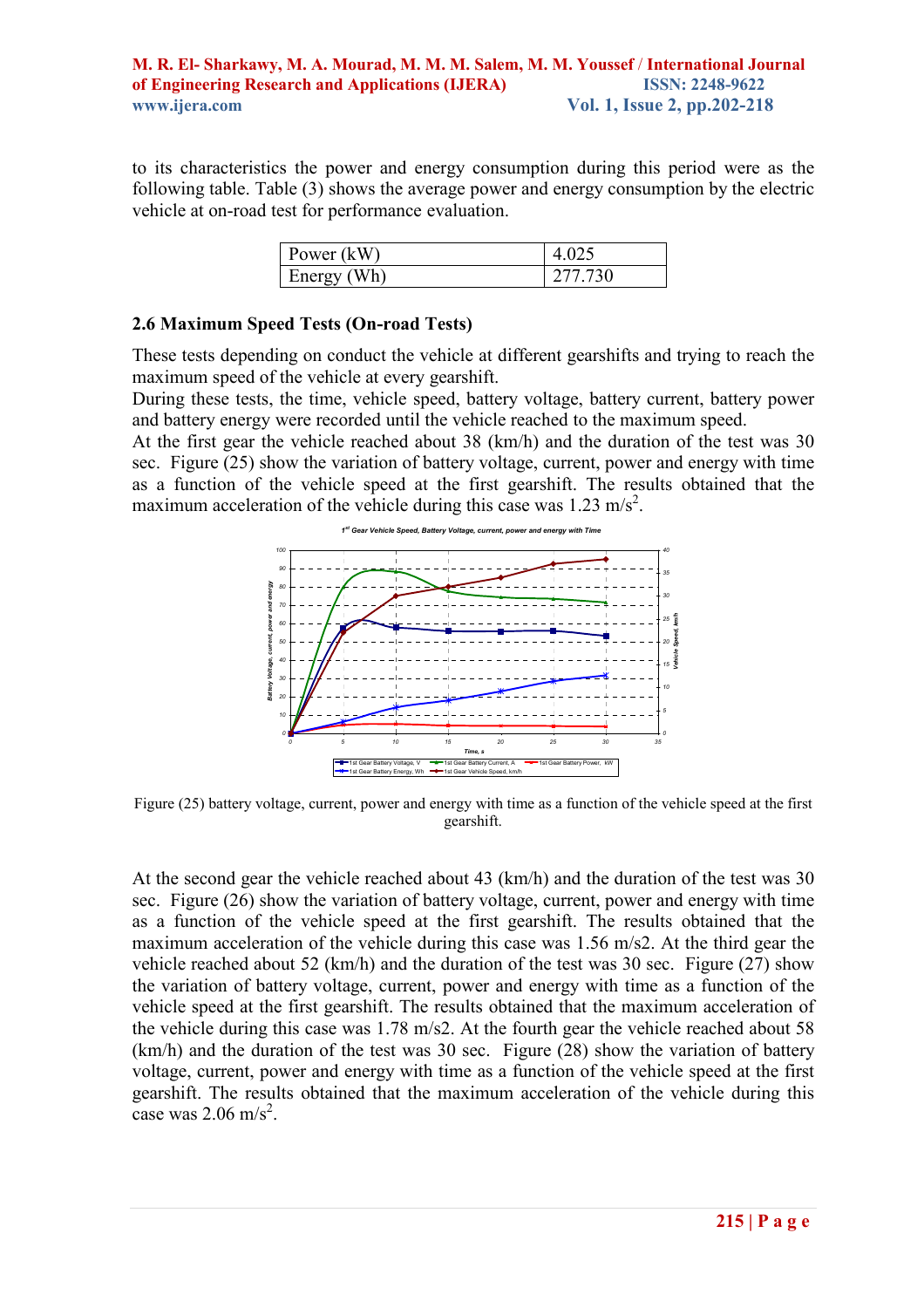to its characteristics the power and energy consumption during this period were as the following table. Table (3) shows the average power and energy consumption by the electric vehicle at on-road test for performance evaluation.

| Power (kW) | 4.025 |
|---|---|
| Energy (Wh) | 277.730 |

### 2.6 Maximum Speed Tests (On-road Tests)

These tests depending on conduct the vehicle at different gearshifts and trying to reach the maximum speed of the vehicle at every gearshift.

During these tests, the time, vehicle speed, battery voltage, battery current, battery power and battery energy were recorded until the vehicle reached to the maximum speed.

At the first gear the vehicle reached about 38 (km/h) and the duration of the test was 30 sec. Figure (25) show the variation of battery voltage, current, power and energy with time as a function of the vehicle speed at the first gearshift. The results obtained that the maximum acceleration of the vehicle during this case was 1.23 $m/s^2$.

Figure (25) battery voltage, current, power and energy with time as a function of the vehicle speed at the first gearshift.

At the second gear the vehicle reached about 43 (km/h) and the duration of the test was 30 sec. Figure (26) show the variation of battery voltage, current, power and energy with time as a function of the vehicle speed at the first gearshift. The results obtained that the maximum acceleration of the vehicle during this case was 1.56 m/s2. At the third gear the vehicle reached about 52 (km/h) and the duration of the test was 30 sec. Figure (27) show the variation of battery voltage, current, power and energy with time as a function of the vehicle speed at the first gearshift. The results obtained that the maximum acceleration of the vehicle during this case was 1.78 m/s2. At the fourth gear the vehicle reached about 58 (km/h) and the duration of the test was 30 sec. Figure (28) show the variation of battery voltage, current, power and energy with time as a function of the vehicle speed at the first gearshift. The results obtained that the maximum acceleration of the vehicle during this case was 2.06 $m/s^2$.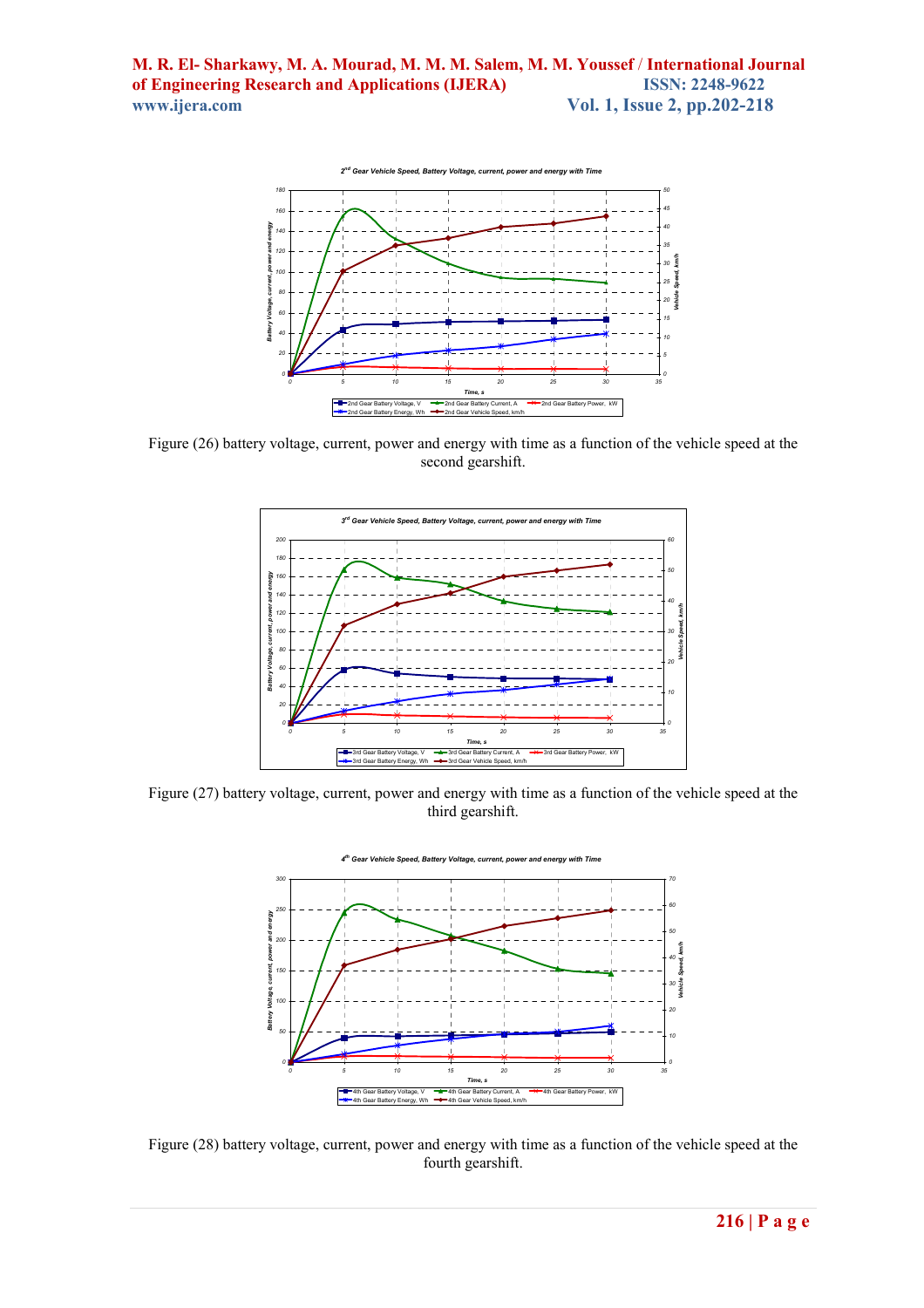Figure (26) battery voltage, current, power and energy with time as a function of the vehicle speed at the second gearshift.

Figure (27) battery voltage, current, power and energy with time as a function of the vehicle speed at the third gearshift.

Figure (28) battery voltage, current, power and energy with time as a function of the vehicle speed at the fourth gearshift.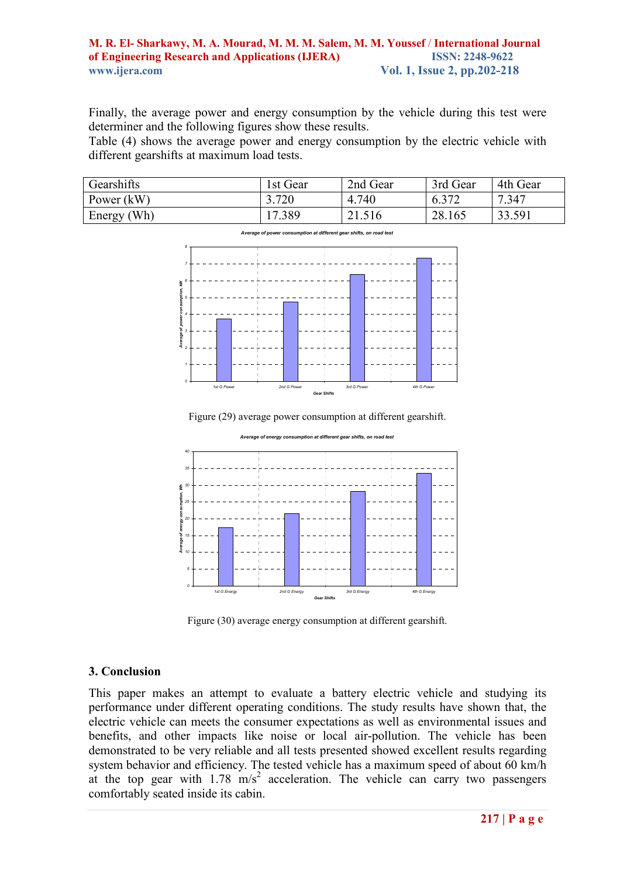Finally, the average power and energy consumption by the vehicle during this test were determiner and the following figures show these results.

Table (4) shows the average power and energy consumption by the electric vehicle with different gearshifts at maximum load tests.

| Gearshifts | 1st Gear | 2nd Gear | 3rd Gear | 4th Gear |
|---|---|---|---|---|
| Power (kW) | 3.720 | 4.740 | 6.372 | 7.347 |
| Energy (Wh) | 17.389 | 21.516 | 28.165 | 33.591 |

Figure (29) average power consumption at different gearshift.

Figure (30) average energy consumption at different gearshift.

## 3. Conclusion

This paper makes an attempt to evaluate a battery electric vehicle and studying its performance under different operating conditions. The study results have shown that, the electric vehicle can meets the consumer expectations as well as environmental issues and benefits, and other impacts like noise or local air-pollution. The vehicle has been demonstrated to be very reliable and all tests presented showed excellent results regarding system behavior and efficiency. The tested vehicle has a maximum speed of about 60 km/h at the top gear with 1.78 $m/s^2$ acceleration. The vehicle can carry two passengers comfortably seated inside its cabin.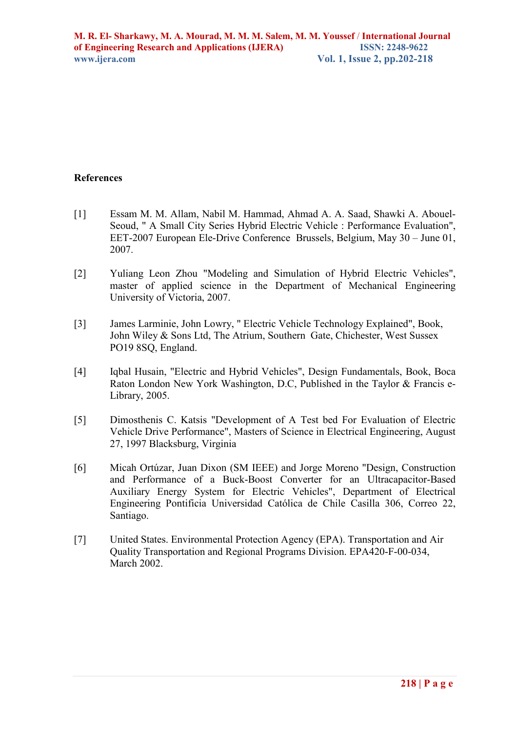## References

[1] Essam M. M. Allam, Nabil M. Hammad, Ahmad A. A. Saad, Shawki A. Abouel-Seoud, " A Small City Series Hybrid Electric Vehicle : Performance Evaluation", EET-2007 European Ele-Drive Conference Brussels, Belgium, May 30 – June 01, 2007.

[2] Yuliang Leon Zhou "Modeling and Simulation of Hybrid Electric Vehicles", master of applied science in the Department of Mechanical Engineering University of Victoria, 2007.

[3] James Larminie, John Lowry, " Electric Vehicle Technology Explained", Book, John Wiley & Sons Ltd, The Atrium, Southern Gate, Chichester, West Sussex PO19 8SQ, England.

[4] Iqbal Husain, "Electric and Hybrid Vehicles", Design Fundamentals, Book, Boca Raton London New York Washington, D.C, Published in the Taylor & Francis e-Library, 2005.

[5] Dimosthenis C. Katsis "Development of A Test bed For Evaluation of Electric Vehicle Drive Performance", Masters of Science in Electrical Engineering, August 27, 1997 Blacksburg, Virginia

[6] Micah Ortúzar, Juan Dixon (SM IEEE) and Jorge Moreno "Design, Construction and Performance of a Buck-Boost Converter for an Ultracapacitor-Based Auxiliary Energy System for Electric Vehicles", Department of Electrical Engineering Pontificia Universidad Católica de Chile Casilla 306, Correo 22, Santiago.

[7] United States. Environmental Protection Agency (EPA). Transportation and Air Quality Transportation and Regional Programs Division. EPA420-F-00-034, March 2002.